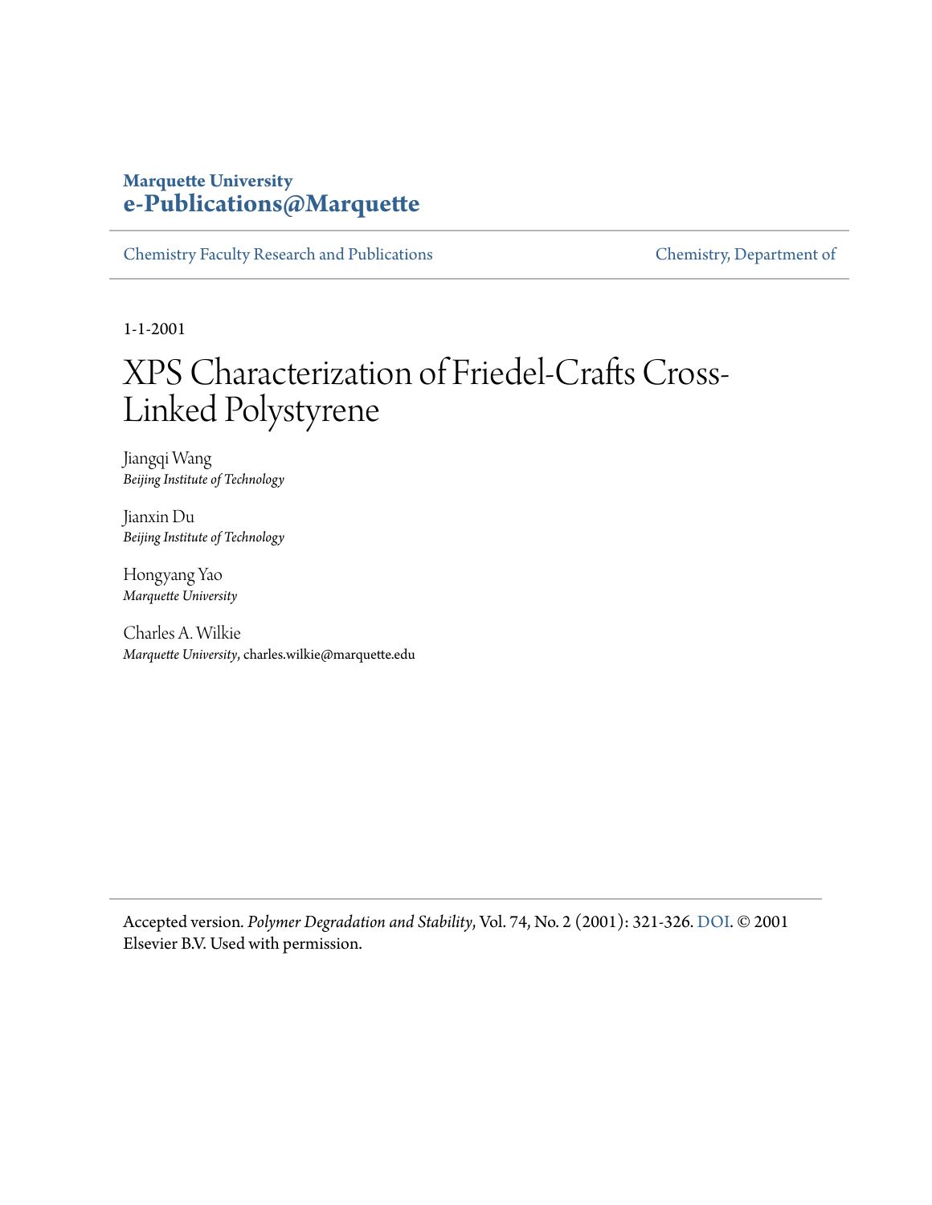Marquette University
**e-Publications@Marquette**

Chemistry Faculty Research and Publications | Chemistry, Department of

1-1-2001

# XPS Characterization of Friedel-Crafts Cross-Linked Polystyrene

Jiangqi Wang
*Beijing Institute of Technology*

Jianxin Du
*Beijing Institute of Technology*

Hongyang Yao
*Marquette University*

Charles A. Wilkie
*Marquette University*, charles.wilkie@marquette.edu

Accepted version. *Polymer Degradation and Stability*, Vol. 74, No. 2 (2001): 321-326. DOI. © 2001 Elsevier B.V. Used with permission.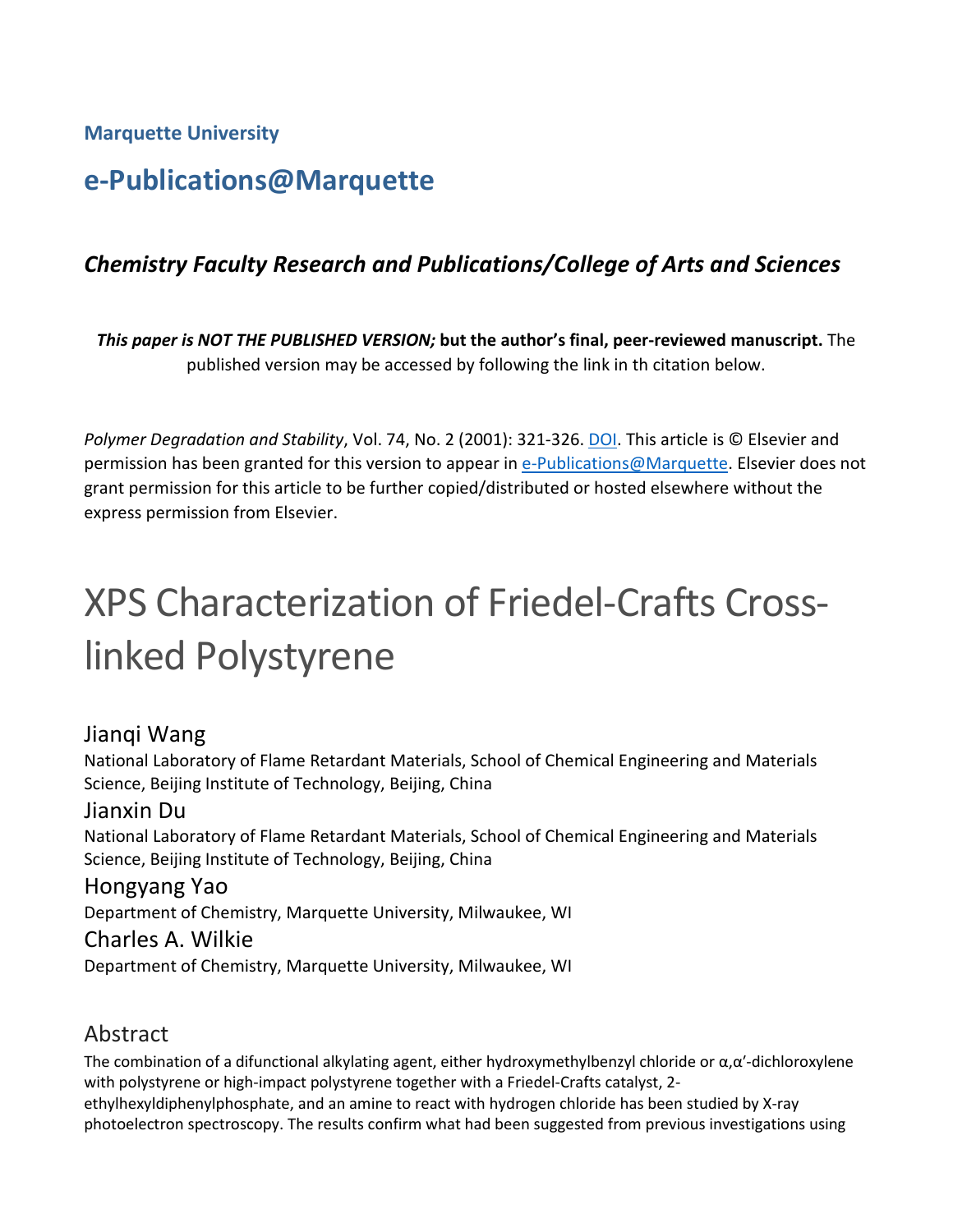**Marquette University**

# e-Publications@Marquette

### *Chemistry Faculty Research and Publications/College of Arts and Sciences*

***This paper is NOT THE PUBLISHED VERSION;* but the author's final, peer-reviewed manuscript.** The published version may be accessed by following the link in th citation below.

*Polymer Degradation and Stability*, Vol. 74, No. 2 (2001): 321-326. DOI. This article is © Elsevier and permission has been granted for this version to appear in e-Publications@Marquette. Elsevier does not grant permission for this article to be further copied/distributed or hosted elsewhere without the express permission from Elsevier.

# XPS Characterization of Friedel-Crafts Cross-linked Polystyrene

Jianqi Wang
National Laboratory of Flame Retardant Materials, School of Chemical Engineering and Materials Science, Beijing Institute of Technology, Beijing, China

Jianxin Du
National Laboratory of Flame Retardant Materials, School of Chemical Engineering and Materials Science, Beijing Institute of Technology, Beijing, China

Hongyang Yao
Department of Chemistry, Marquette University, Milwaukee, WI

Charles A. Wilkie
Department of Chemistry, Marquette University, Milwaukee, WI

## Abstract

The combination of a difunctional alkylating agent, either hydroxymethylbenzyl chloride or α,α′-dichloroxylene with polystyrene or high-impact polystyrene together with a Friedel-Crafts catalyst, 2-ethylhexyldiphenylphosphate, and an amine to react with hydrogen chloride has been studied by X-ray photoelectron spectroscopy. The results confirm what had been suggested from previous investigations using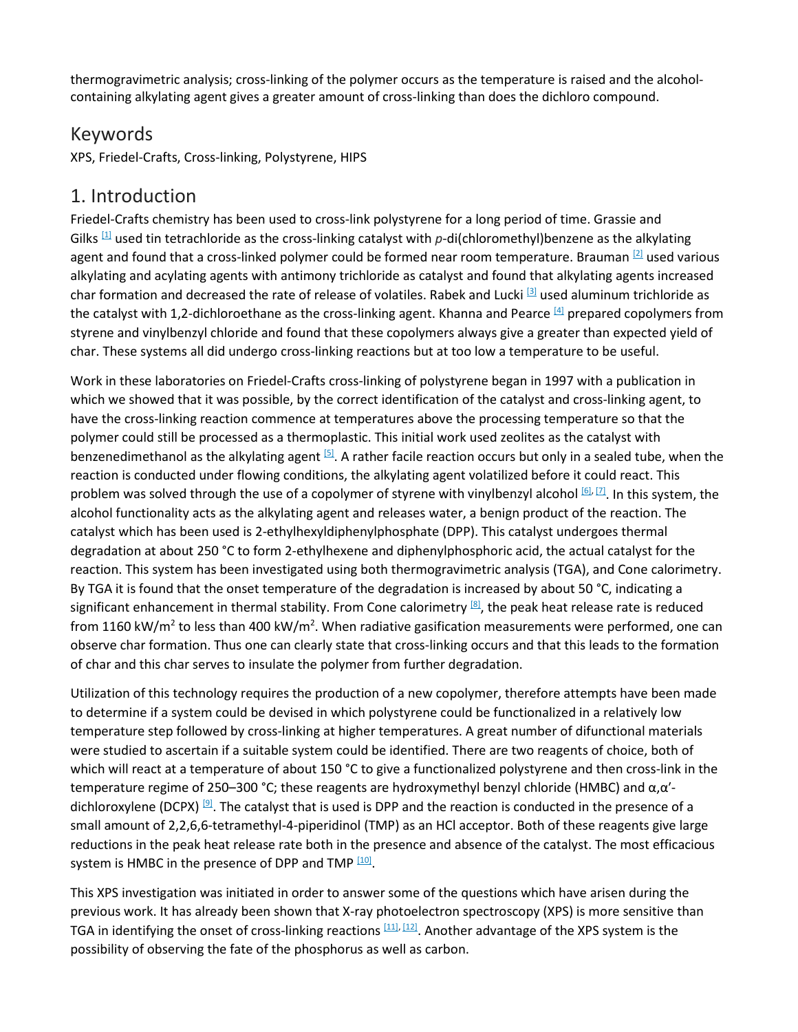thermogravimetric analysis; cross-linking of the polymer occurs as the temperature is raised and the alcohol-containing alkylating agent gives a greater amount of cross-linking than does the dichloro compound.

## Keywords

XPS, Friedel-Crafts, Cross-linking, Polystyrene, HIPS

## 1. Introduction

Friedel-Crafts chemistry has been used to cross-link polystyrene for a long period of time. Grassie and Gilks [1] used tin tetrachloride as the cross-linking catalyst with *p*-di(chloromethyl)benzene as the alkylating agent and found that a cross-linked polymer could be formed near room temperature. Brauman [2] used various alkylating and acylating agents with antimony trichloride as catalyst and found that alkylating agents increased char formation and decreased the rate of release of volatiles. Rabek and Lucki [3] used aluminum trichloride as the catalyst with 1,2-dichloroethane as the cross-linking agent. Khanna and Pearce [4] prepared copolymers from styrene and vinylbenzyl chloride and found that these copolymers always give a greater than expected yield of char. These systems all did undergo cross-linking reactions but at too low a temperature to be useful.

Work in these laboratories on Friedel-Crafts cross-linking of polystyrene began in 1997 with a publication in which we showed that it was possible, by the correct identification of the catalyst and cross-linking agent, to have the cross-linking reaction commence at temperatures above the processing temperature so that the polymer could still be processed as a thermoplastic. This initial work used zeolites as the catalyst with benzenedimethanol as the alkylating agent [5]. A rather facile reaction occurs but only in a sealed tube, when the reaction is conducted under flowing conditions, the alkylating agent volatilized before it could react. This problem was solved through the use of a copolymer of styrene with vinylbenzyl alcohol [6], [7]. In this system, the alcohol functionality acts as the alkylating agent and releases water, a benign product of the reaction. The catalyst which has been used is 2-ethylhexyldiphenylphosphate (DPP). This catalyst undergoes thermal degradation at about 250 °C to form 2-ethylhexene and diphenylphosphoric acid, the actual catalyst for the reaction. This system has been investigated using both thermogravimetric analysis (TGA), and Cone calorimetry. By TGA it is found that the onset temperature of the degradation is increased by about 50 °C, indicating a significant enhancement in thermal stability. From Cone calorimetry [8], the peak heat release rate is reduced from 1160 kW/m$^2$ to less than 400 kW/m$^2$. When radiative gasification measurements were performed, one can observe char formation. Thus one can clearly state that cross-linking occurs and that this leads to the formation of char and this char serves to insulate the polymer from further degradation.

Utilization of this technology requires the production of a new copolymer, therefore attempts have been made to determine if a system could be devised in which polystyrene could be functionalized in a relatively low temperature step followed by cross-linking at higher temperatures. A great number of difunctional materials were studied to ascertain if a suitable system could be identified. There are two reagents of choice, both of which will react at a temperature of about 150 °C to give a functionalized polystyrene and then cross-link in the temperature regime of 250–300 °C; these reagents are hydroxymethyl benzyl chloride (HMBC) and α,α′-dichloroxylene (DCPX) [9]. The catalyst that is used is DPP and the reaction is conducted in the presence of a small amount of 2,2,6,6-tetramethyl-4-piperidinol (TMP) as an HCl acceptor. Both of these reagents give large reductions in the peak heat release rate both in the presence and absence of the catalyst. The most efficacious system is HMBC in the presence of DPP and TMP [10].

This XPS investigation was initiated in order to answer some of the questions which have arisen during the previous work. It has already been shown that X-ray photoelectron spectroscopy (XPS) is more sensitive than TGA in identifying the onset of cross-linking reactions [11], [12]. Another advantage of the XPS system is the possibility of observing the fate of the phosphorus as well as carbon.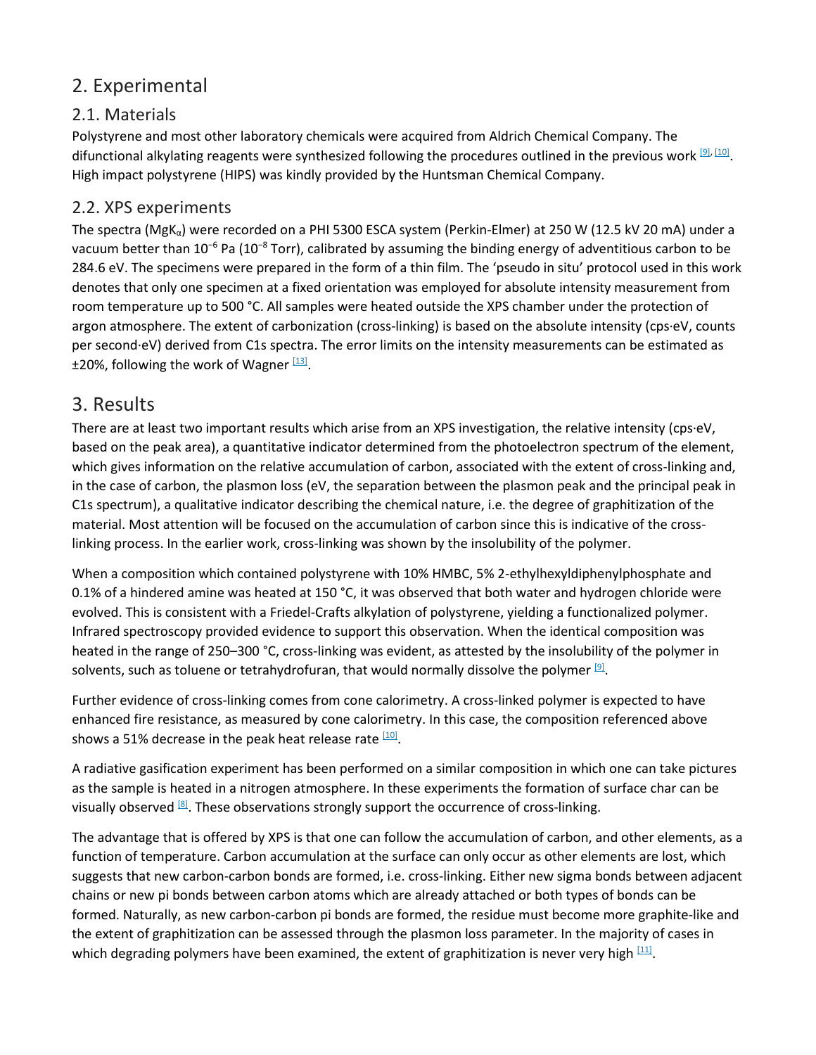## 2. Experimental

### 2.1. Materials

Polystyrene and most other laboratory chemicals were acquired from Aldrich Chemical Company. The difunctional alkylating reagents were synthesized following the procedures outlined in the previous work [9], [10]. High impact polystyrene (HIPS) was kindly provided by the Huntsman Chemical Company.

### 2.2. XPS experiments

The spectra (MgK$_\alpha$) were recorded on a PHI 5300 ESCA system (Perkin-Elmer) at 250 W (12.5 kV 20 mA) under a vacuum better than $10^{-6}$ Pa ($10^{-8}$ Torr), calibrated by assuming the binding energy of adventitious carbon to be 284.6 eV. The specimens were prepared in the form of a thin film. The 'pseudo in situ' protocol used in this work denotes that only one specimen at a fixed orientation was employed for absolute intensity measurement from room temperature up to 500 °C. All samples were heated outside the XPS chamber under the protection of argon atmosphere. The extent of carbonization (cross-linking) is based on the absolute intensity (cps·eV, counts per second·eV) derived from C1s spectra. The error limits on the intensity measurements can be estimated as ±20%, following the work of Wagner [13].

## 3. Results

There are at least two important results which arise from an XPS investigation, the relative intensity (cps·eV, based on the peak area), a quantitative indicator determined from the photoelectron spectrum of the element, which gives information on the relative accumulation of carbon, associated with the extent of cross-linking and, in the case of carbon, the plasmon loss (eV, the separation between the plasmon peak and the principal peak in C1s spectrum), a qualitative indicator describing the chemical nature, i.e. the degree of graphitization of the material. Most attention will be focused on the accumulation of carbon since this is indicative of the cross-linking process. In the earlier work, cross-linking was shown by the insolubility of the polymer.

When a composition which contained polystyrene with 10% HMBC, 5% 2-ethylhexyldiphenylphosphate and 0.1% of a hindered amine was heated at 150 °C, it was observed that both water and hydrogen chloride were evolved. This is consistent with a Friedel-Crafts alkylation of polystyrene, yielding a functionalized polymer. Infrared spectroscopy provided evidence to support this observation. When the identical composition was heated in the range of 250–300 °C, cross-linking was evident, as attested by the insolubility of the polymer in solvents, such as toluene or tetrahydrofuran, that would normally dissolve the polymer [9].

Further evidence of cross-linking comes from cone calorimetry. A cross-linked polymer is expected to have enhanced fire resistance, as measured by cone calorimetry. In this case, the composition referenced above shows a 51% decrease in the peak heat release rate [10].

A radiative gasification experiment has been performed on a similar composition in which one can take pictures as the sample is heated in a nitrogen atmosphere. In these experiments the formation of surface char can be visually observed [8]. These observations strongly support the occurrence of cross-linking.

The advantage that is offered by XPS is that one can follow the accumulation of carbon, and other elements, as a function of temperature. Carbon accumulation at the surface can only occur as other elements are lost, which suggests that new carbon-carbon bonds are formed, i.e. cross-linking. Either new sigma bonds between adjacent chains or new pi bonds between carbon atoms which are already attached or both types of bonds can be formed. Naturally, as new carbon-carbon pi bonds are formed, the residue must become more graphite-like and the extent of graphitization can be assessed through the plasmon loss parameter. In the majority of cases in which degrading polymers have been examined, the extent of graphitization is never very high [11].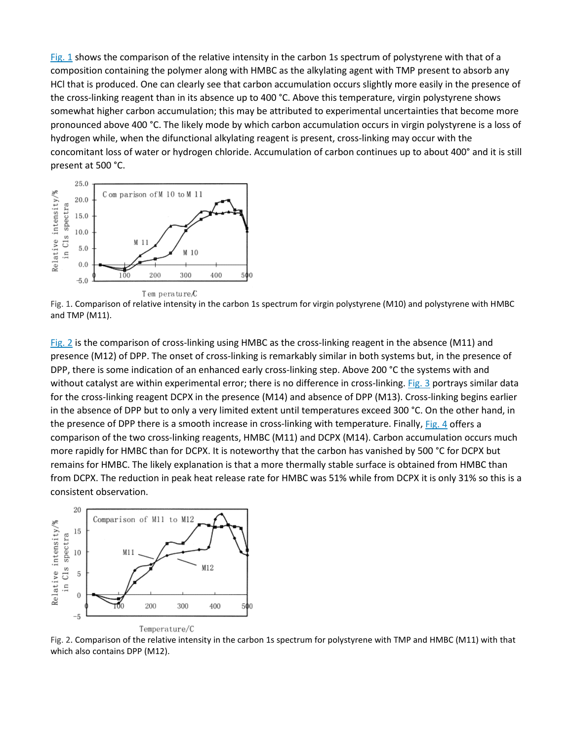Fig. 1 shows the comparison of the relative intensity in the carbon 1s spectrum of polystyrene with that of a composition containing the polymer along with HMBC as the alkylating agent with TMP present to absorb any HCl that is produced. One can clearly see that carbon accumulation occurs slightly more easily in the presence of the cross-linking reagent than in its absence up to 400 °C. Above this temperature, virgin polystyrene shows somewhat higher carbon accumulation; this may be attributed to experimental uncertainties that become more pronounced above 400 °C. The likely mode by which carbon accumulation occurs in virgin polystyrene is a loss of hydrogen while, when the difunctional alkylating reagent is present, cross-linking may occur with the concomitant loss of water or hydrogen chloride. Accumulation of carbon continues up to about 400° and it is still present at 500 °C.

Fig. 1. Comparison of relative intensity in the carbon 1s spectrum for virgin polystyrene (M10) and polystyrene with HMBC and TMP (M11).

Fig. 2 is the comparison of cross-linking using HMBC as the cross-linking reagent in the absence (M11) and presence (M12) of DPP. The onset of cross-linking is remarkably similar in both systems but, in the presence of DPP, there is some indication of an enhanced early cross-linking step. Above 200 °C the systems with and without catalyst are within experimental error; there is no difference in cross-linking. Fig. 3 portrays similar data for the cross-linking reagent DCPX in the presence (M14) and absence of DPP (M13). Cross-linking begins earlier in the absence of DPP but to only a very limited extent until temperatures exceed 300 °C. On the other hand, in the presence of DPP there is a smooth increase in cross-linking with temperature. Finally, Fig. 4 offers a comparison of the two cross-linking reagents, HMBC (M11) and DCPX (M14). Carbon accumulation occurs much more rapidly for HMBC than for DCPX. It is noteworthy that the carbon has vanished by 500 °C for DCPX but remains for HMBC. The likely explanation is that a more thermally stable surface is obtained from HMBC than from DCPX. The reduction in peak heat release rate for HMBC was 51% while from DCPX it is only 31% so this is a consistent observation.

Fig. 2. Comparison of the relative intensity in the carbon 1s spectrum for polystyrene with TMP and HMBC (M11) with that which also contains DPP (M12).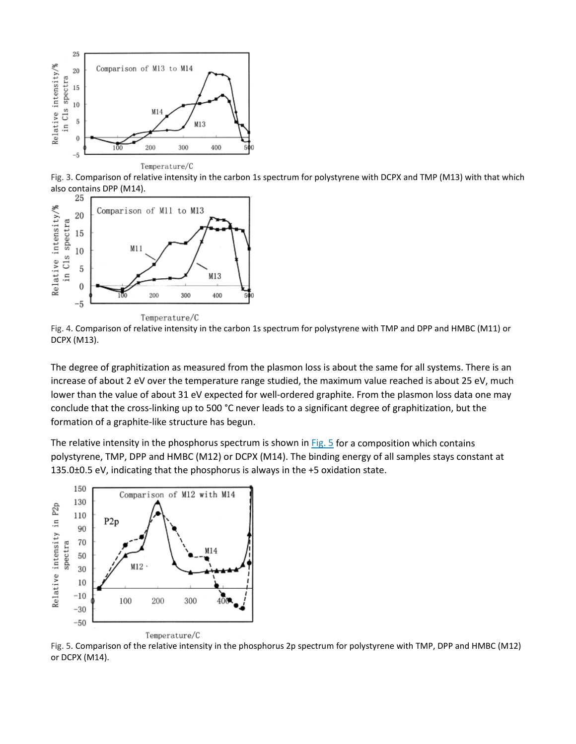Fig. 3. Comparison of relative intensity in the carbon 1s spectrum for polystyrene with DCPX and TMP (M13) with that which also contains DPP (M14).

Fig. 4. Comparison of relative intensity in the carbon 1s spectrum for polystyrene with TMP and DPP and HMBC (M11) or DCPX (M13).

The degree of graphitization as measured from the plasmon loss is about the same for all systems. There is an increase of about 2 eV over the temperature range studied, the maximum value reached is about 25 eV, much lower than the value of about 31 eV expected for well-ordered graphite. From the plasmon loss data one may conclude that the cross-linking up to 500 °C never leads to a significant degree of graphitization, but the formation of a graphite-like structure has begun.

The relative intensity in the phosphorus spectrum is shown in Fig. 5 for a composition which contains polystyrene, TMP, DPP and HMBC (M12) or DCPX (M14). The binding energy of all samples stays constant at 135.0±0.5 eV, indicating that the phosphorus is always in the +5 oxidation state.

Fig. 5. Comparison of the relative intensity in the phosphorus 2p spectrum for polystyrene with TMP, DPP and HMBC (M12) or DCPX (M14).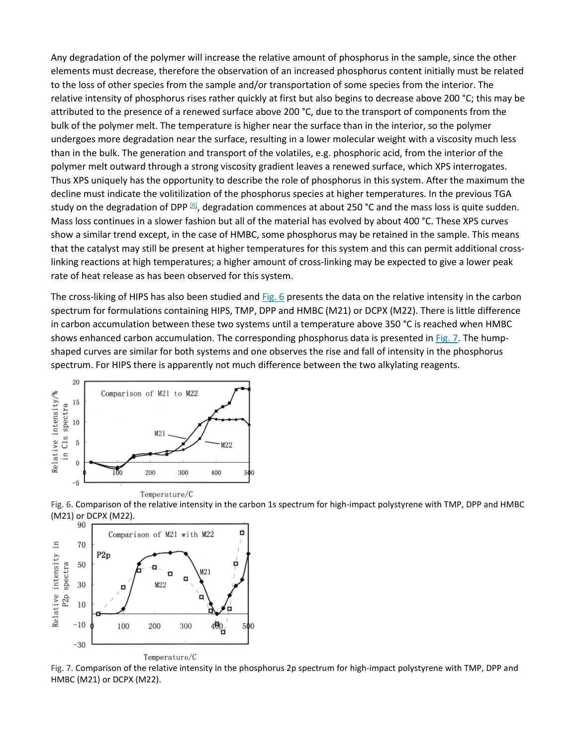Any degradation of the polymer will increase the relative amount of phosphorus in the sample, since the other elements must decrease, therefore the observation of an increased phosphorus content initially must be related to the loss of other species from the sample and/or transportation of some species from the interior. The relative intensity of phosphorus rises rather quickly at first but also begins to decrease above 200 °C; this may be attributed to the presence of a renewed surface above 200 °C, due to the transport of components from the bulk of the polymer melt. The temperature is higher near the surface than in the interior, so the polymer undergoes more degradation near the surface, resulting in a lower molecular weight with a viscosity much less than in the bulk. The generation and transport of the volatiles, e.g. phosphoric acid, from the interior of the polymer melt outward through a strong viscosity gradient leaves a renewed surface, which XPS interrogates. Thus XPS uniquely has the opportunity to describe the role of phosphorus in this system. After the maximum the decline must indicate the volitilization of the phosphorus species at higher temperatures. In the previous TGA study on the degradation of DPP [6], degradation commences at about 250 °C and the mass loss is quite sudden. Mass loss continues in a slower fashion but all of the material has evolved by about 400 °C. These XPS curves show a similar trend except, in the case of HMBC, some phosphorus may be retained in the sample. This means that the catalyst may still be present at higher temperatures for this system and this can permit additional cross-linking reactions at high temperatures; a higher amount of cross-linking may be expected to give a lower peak rate of heat release as has been observed for this system.

The cross-liking of HIPS has also been studied and Fig. 6 presents the data on the relative intensity in the carbon spectrum for formulations containing HIPS, TMP, DPP and HMBC (M21) or DCPX (M22). There is little difference in carbon accumulation between these two systems until a temperature above 350 °C is reached when HMBC shows enhanced carbon accumulation. The corresponding phosphorus data is presented in Fig. 7. The hump-shaped curves are similar for both systems and one observes the rise and fall of intensity in the phosphorus spectrum. For HIPS there is apparently not much difference between the two alkylating reagents.

Fig. 6. Comparison of the relative intensity in the carbon 1s spectrum for high-impact polystyrene with TMP, DPP and HMBC (M21) or DCPX (M22).

Fig. 7. Comparison of the relative intensity in the phosphorus 2p spectrum for high-impact polystyrene with TMP, DPP and HMBC (M21) or DCPX (M22).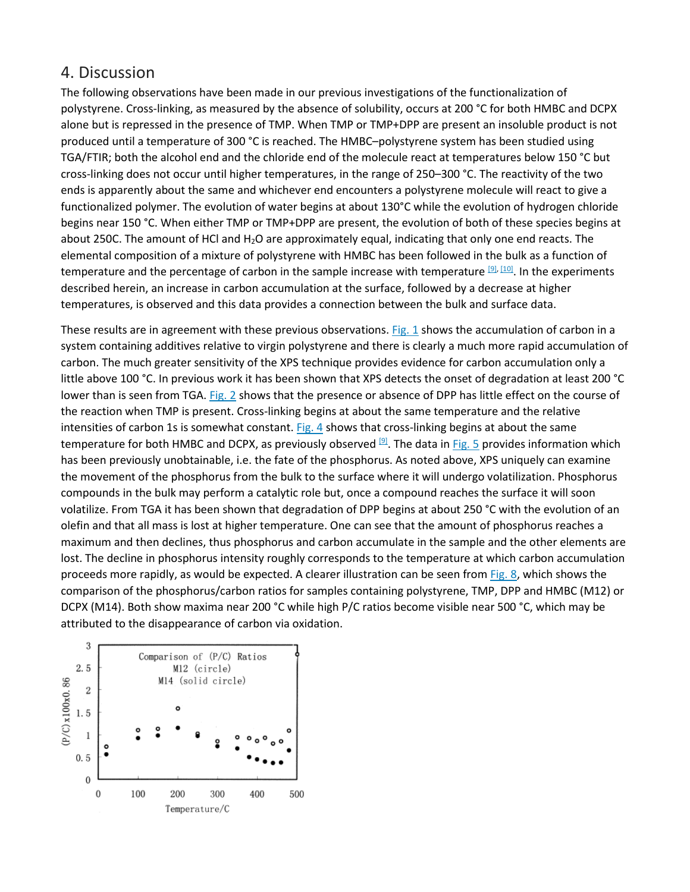## 4. Discussion

The following observations have been made in our previous investigations of the functionalization of polystyrene. Cross-linking, as measured by the absence of solubility, occurs at 200 °C for both HMBC and DCPX alone but is repressed in the presence of TMP. When TMP or TMP+DPP are present an insoluble product is not produced until a temperature of 300 °C is reached. The HMBC–polystyrene system has been studied using TGA/FTIR; both the alcohol end and the chloride end of the molecule react at temperatures below 150 °C but cross-linking does not occur until higher temperatures, in the range of 250–300 °C. The reactivity of the two ends is apparently about the same and whichever end encounters a polystyrene molecule will react to give a functionalized polymer. The evolution of water begins at about 130°C while the evolution of hydrogen chloride begins near 150 °C. When either TMP or TMP+DPP are present, the evolution of both of these species begins at about 250C. The amount of HCl and $H_2O$ are approximately equal, indicating that only one end reacts. The elemental composition of a mixture of polystyrene with HMBC has been followed in the bulk as a function of temperature and the percentage of carbon in the sample increase with temperature [9], [10]. In the experiments described herein, an increase in carbon accumulation at the surface, followed by a decrease at higher temperatures, is observed and this data provides a connection between the bulk and surface data.

These results are in agreement with these previous observations. Fig. 1 shows the accumulation of carbon in a system containing additives relative to virgin polystyrene and there is clearly a much more rapid accumulation of carbon. The much greater sensitivity of the XPS technique provides evidence for carbon accumulation only a little above 100 °C. In previous work it has been shown that XPS detects the onset of degradation at least 200 °C lower than is seen from TGA. Fig. 2 shows that the presence or absence of DPP has little effect on the course of the reaction when TMP is present. Cross-linking begins at about the same temperature and the relative intensities of carbon 1s is somewhat constant. Fig. 4 shows that cross-linking begins at about the same temperature for both HMBC and DCPX, as previously observed [9]. The data in Fig. 5 provides information which has been previously unobtainable, i.e. the fate of the phosphorus. As noted above, XPS uniquely can examine the movement of the phosphorus from the bulk to the surface where it will undergo volatilization. Phosphorus compounds in the bulk may perform a catalytic role but, once a compound reaches the surface it will soon volatilize. From TGA it has been shown that degradation of DPP begins at about 250 °C with the evolution of an olefin and that all mass is lost at higher temperature. One can see that the amount of phosphorus reaches a maximum and then declines, thus phosphorus and carbon accumulate in the sample and the other elements are lost. The decline in phosphorus intensity roughly corresponds to the temperature at which carbon accumulation proceeds more rapidly, as would be expected. A clearer illustration can be seen from Fig. 8, which shows the comparison of the phosphorus/carbon ratios for samples containing polystyrene, TMP, DPP and HMBC (M12) or DCPX (M14). Both show maxima near 200 °C while high P/C ratios become visible near 500 °C, which may be attributed to the disappearance of carbon via oxidation.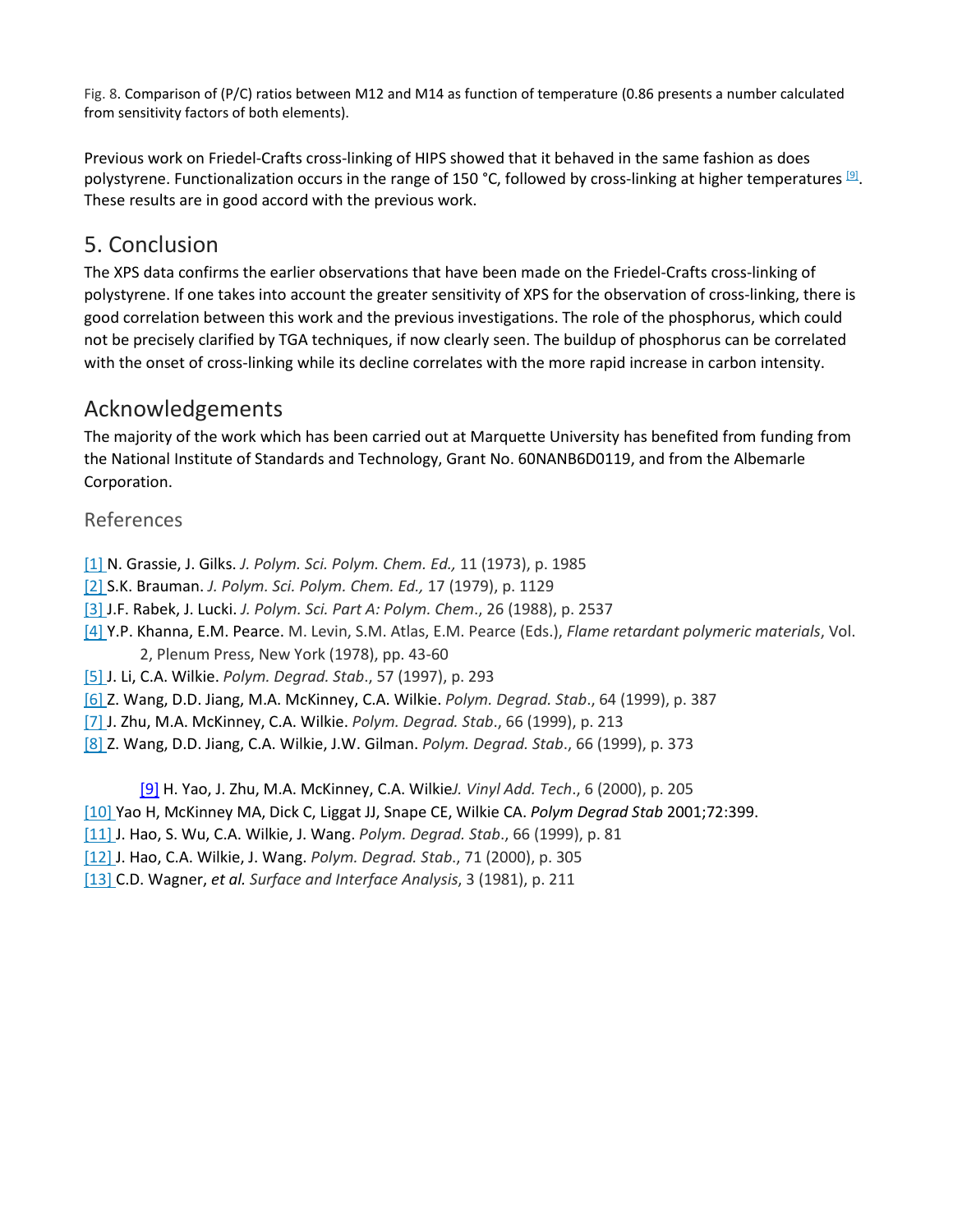Fig. 8. Comparison of (P/C) ratios between M12 and M14 as function of temperature (0.86 presents a number calculated from sensitivity factors of both elements).

Previous work on Friedel-Crafts cross-linking of HIPS showed that it behaved in the same fashion as does polystyrene. Functionalization occurs in the range of 150 °C, followed by cross-linking at higher temperatures [9]. These results are in good accord with the previous work.

## 5. Conclusion

The XPS data confirms the earlier observations that have been made on the Friedel-Crafts cross-linking of polystyrene. If one takes into account the greater sensitivity of XPS for the observation of cross-linking, there is good correlation between this work and the previous investigations. The role of the phosphorus, which could not be precisely clarified by TGA techniques, if now clearly seen. The buildup of phosphorus can be correlated with the onset of cross-linking while its decline correlates with the more rapid increase in carbon intensity.

## Acknowledgements

The majority of the work which has been carried out at Marquette University has benefited from funding from the National Institute of Standards and Technology, Grant No. 60NANB6D0119, and from the Albemarle Corporation.

## References

[1] N. Grassie, J. Gilks. *J. Polym. Sci. Polym. Chem. Ed.,* 11 (1973), p. 1985

[2] S.K. Brauman. *J. Polym. Sci. Polym. Chem. Ed.,* 17 (1979), p. 1129

[3] J.F. Rabek, J. Lucki. *J. Polym. Sci. Part A: Polym. Chem*., 26 (1988), p. 2537

[4] Y.P. Khanna, E.M. Pearce. M. Levin, S.M. Atlas, E.M. Pearce (Eds.), *Flame retardant polymeric materials*, Vol. 2, Plenum Press, New York (1978), pp. 43-60

[5] J. Li, C.A. Wilkie. *Polym. Degrad. Stab*., 57 (1997), p. 293

[6] Z. Wang, D.D. Jiang, M.A. McKinney, C.A. Wilkie. *Polym. Degrad. Stab*., 64 (1999), p. 387

[7] J. Zhu, M.A. McKinney, C.A. Wilkie. *Polym. Degrad. Stab*., 66 (1999), p. 213

[8] Z. Wang, D.D. Jiang, C.A. Wilkie, J.W. Gilman. *Polym. Degrad. Stab*., 66 (1999), p. 373

[9] H. Yao, J. Zhu, M.A. McKinney, C.A. Wilkie*J. Vinyl Add. Tech*., 6 (2000), p. 205

[10] Yao H, McKinney MA, Dick C, Liggat JJ, Snape CE, Wilkie CA. *Polym Degrad Stab* 2001;72:399.

[11] J. Hao, S. Wu, C.A. Wilkie, J. Wang. *Polym. Degrad. Stab*., 66 (1999), p. 81

[12] J. Hao, C.A. Wilkie, J. Wang. *Polym. Degrad. Stab*., 71 (2000), p. 305

[13] C.D. Wagner, *et al. Surface and Interface Analysis*, 3 (1981), p. 211